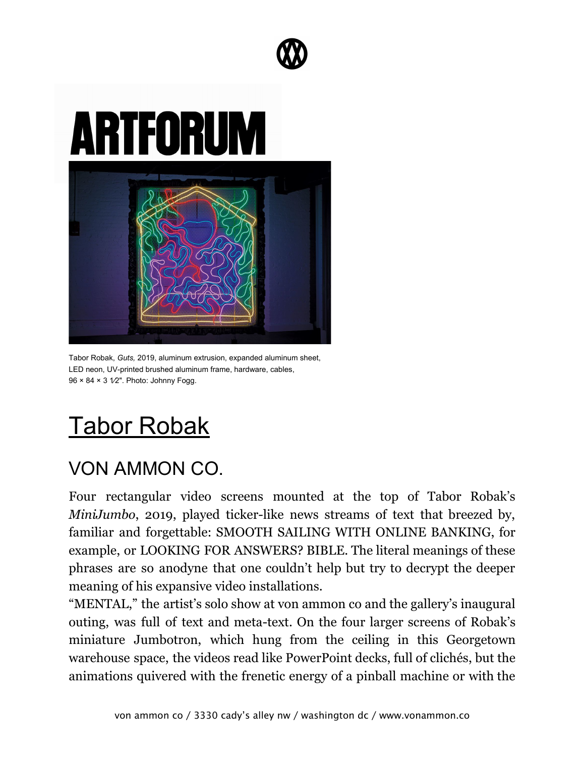# ARTFORUM

Tabor Robak, *Guts,* 2019, aluminum extrusion, expanded aluminum sheet, LED neon, UV-printed brushed aluminum frame, hardware, cables, 96 × 84 × 3 1⁄2". Photo: Johnny Fogg.

## Tabor Robak

### VON AMMON CO.

Four rectangular video screens mounted at the top of Tabor Robak's *MiniJumbo*, 2019, played ticker-like news streams of text that breezed by, familiar and forgettable: SMOOTH SAILING WITH ONLINE BANKING, for example, or LOOKING FOR ANSWERS? BIBLE. The literal meanings of these phrases are so anodyne that one couldn't help but try to decrypt the deeper meaning of his expansive video installations.

"MENTAL," the artist's solo show at von ammon co and the gallery's inaugural outing, was full of text and meta-text. On the four larger screens of Robak's miniature Jumbotron, which hung from the ceiling in this Georgetown warehouse space, the videos read like PowerPoint decks, full of clichés, but the animations quivered with the frenetic energy of a pinball machine or with the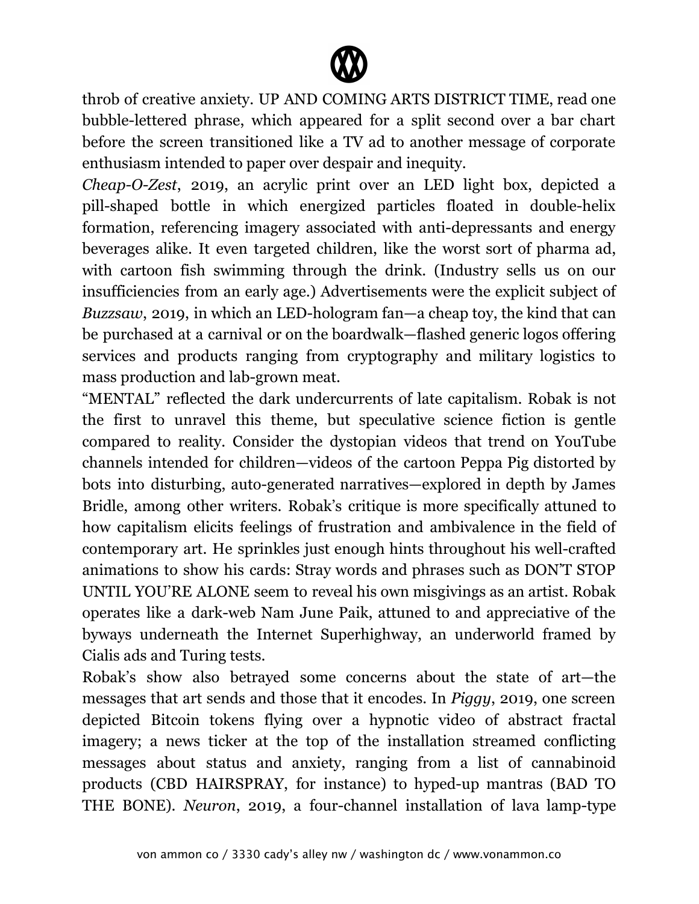throb of creative anxiety. UP AND COMING ARTS DISTRICT TIME, read one bubble-lettered phrase, which appeared for a split second over a bar chart before the screen transitioned like a TV ad to another message of corporate enthusiasm intended to paper over despair and inequity.

*Cheap-O-Zest*, 2019, an acrylic print over an LED light box, depicted a pill-shaped bottle in which energized particles floated in double-helix formation, referencing imagery associated with anti-depressants and energy beverages alike. It even targeted children, like the worst sort of pharma ad, with cartoon fish swimming through the drink. (Industry sells us on our insufficiencies from an early age.) Advertisements were the explicit subject of *Buzzsaw*, 2019, in which an LED-hologram fan—a cheap toy, the kind that can be purchased at a carnival or on the boardwalk—flashed generic logos offering services and products ranging from cryptography and military logistics to mass production and lab-grown meat.

"MENTAL" reflected the dark undercurrents of late capitalism. Robak is not the first to unravel this theme, but speculative science fiction is gentle compared to reality. Consider the dystopian videos that trend on YouTube channels intended for children—videos of the cartoon Peppa Pig distorted by bots into disturbing, auto-generated narratives—explored in depth by James Bridle, among other writers. Robak's critique is more specifically attuned to how capitalism elicits feelings of frustration and ambivalence in the field of contemporary art. He sprinkles just enough hints throughout his well-crafted animations to show his cards: Stray words and phrases such as DON'T STOP UNTIL YOU'RE ALONE seem to reveal his own misgivings as an artist. Robak operates like a dark-web Nam June Paik, attuned to and appreciative of the byways underneath the Internet Superhighway, an underworld framed by Cialis ads and Turing tests.

Robak's show also betrayed some concerns about the state of art—the messages that art sends and those that it encodes. In *Piggy*, 2019, one screen depicted Bitcoin tokens flying over a hypnotic video of abstract fractal imagery; a news ticker at the top of the installation streamed conflicting messages about status and anxiety, ranging from a list of cannabinoid products (CBD HAIRSPRAY, for instance) to hyped-up mantras (BAD TO THE BONE). *Neuron*, 2019, a four-channel installation of lava lamp-type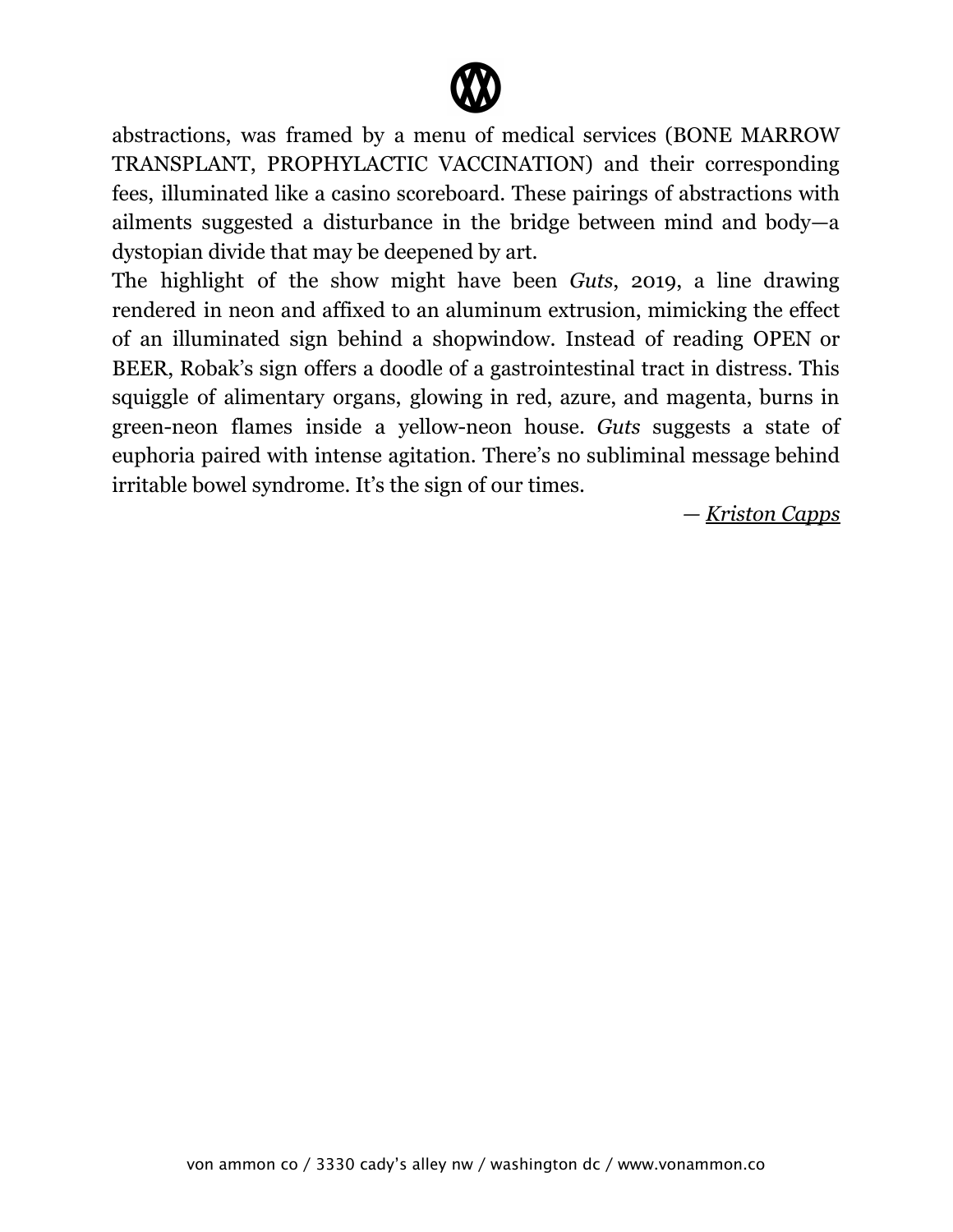abstractions, was framed by a menu of medical services (BONE MARROW TRANSPLANT, PROPHYLACTIC VACCINATION) and their corresponding fees, illuminated like a casino scoreboard. These pairings of abstractions with ailments suggested a disturbance in the bridge between mind and body—a dystopian divide that may be deepened by art.

The highlight of the show might have been *Guts*, 2019, a line drawing rendered in neon and affixed to an aluminum extrusion, mimicking the effect of an illuminated sign behind a shopwindow. Instead of reading OPEN or BEER, Robak's sign offers a doodle of a gastrointestinal tract in distress. This squiggle of alimentary organs, glowing in red, azure, and magenta, burns in green-neon flames inside a yellow-neon house. *Guts* suggests a state of euphoria paired with intense agitation. There's no subliminal message behind irritable bowel syndrome. It's the sign of our times.

— *Kriston Capps*